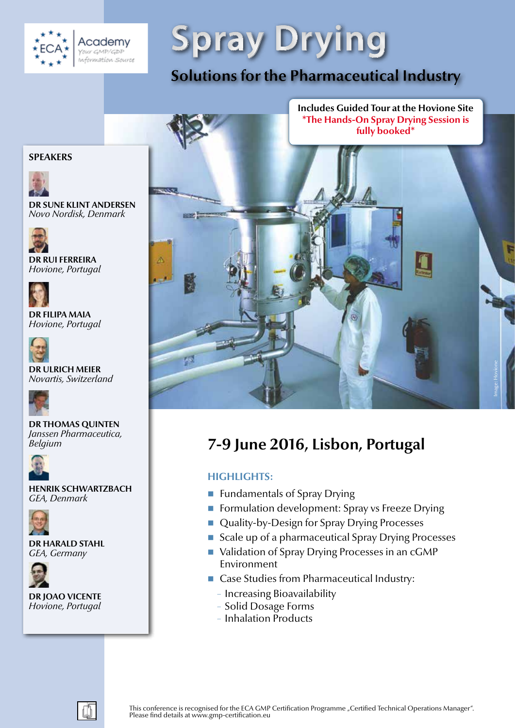ECA Academy – Your GMP/GDP Information Source

# Spray Drying

## Solutions for the Pharmaceutical Industry

**Includes Guided Tour at the Hovione Site**
***The Hands-On Spray Drying Session is fully booked***

### SPEAKERS

**DR SUNE KLINT ANDERSEN**
*Novo Nordisk, Denmark*

**DR RUI FERREIRA**
*Hovione, Portugal*

**DR FILIPA MAIA**
*Hovione, Portugal*

**DR ULRICH MEIER**
*Novartis, Switzerland*

**DR THOMAS QUINTEN**
*Janssen Pharmaceutica, Belgium*

**HENRIK SCHWARTZBACH**
*GEA, Denmark*

**DR HARALD STAHL**
*GEA, Germany*

**DR JOAO VICENTE**
*Hovione, Portugal*

Image: Hovione

## 7-9 June 2016, Lisbon, Portugal

### HIGHLIGHTS:

- Fundamentals of Spray Drying
- Formulation development: Spray vs Freeze Drying
- Quality-by-Design for Spray Drying Processes
- Scale up of a pharmaceutical Spray Drying Processes
- Validation of Spray Drying Processes in an cGMP Environment
- Case Studies from Pharmaceutical Industry:
  - Increasing Bioavailability
  - Solid Dosage Forms
  - Inhalation Products

This conference is recognised for the ECA GMP Certification Programme „Certified Technical Operations Manager". Please find details at www.gmp-certification.eu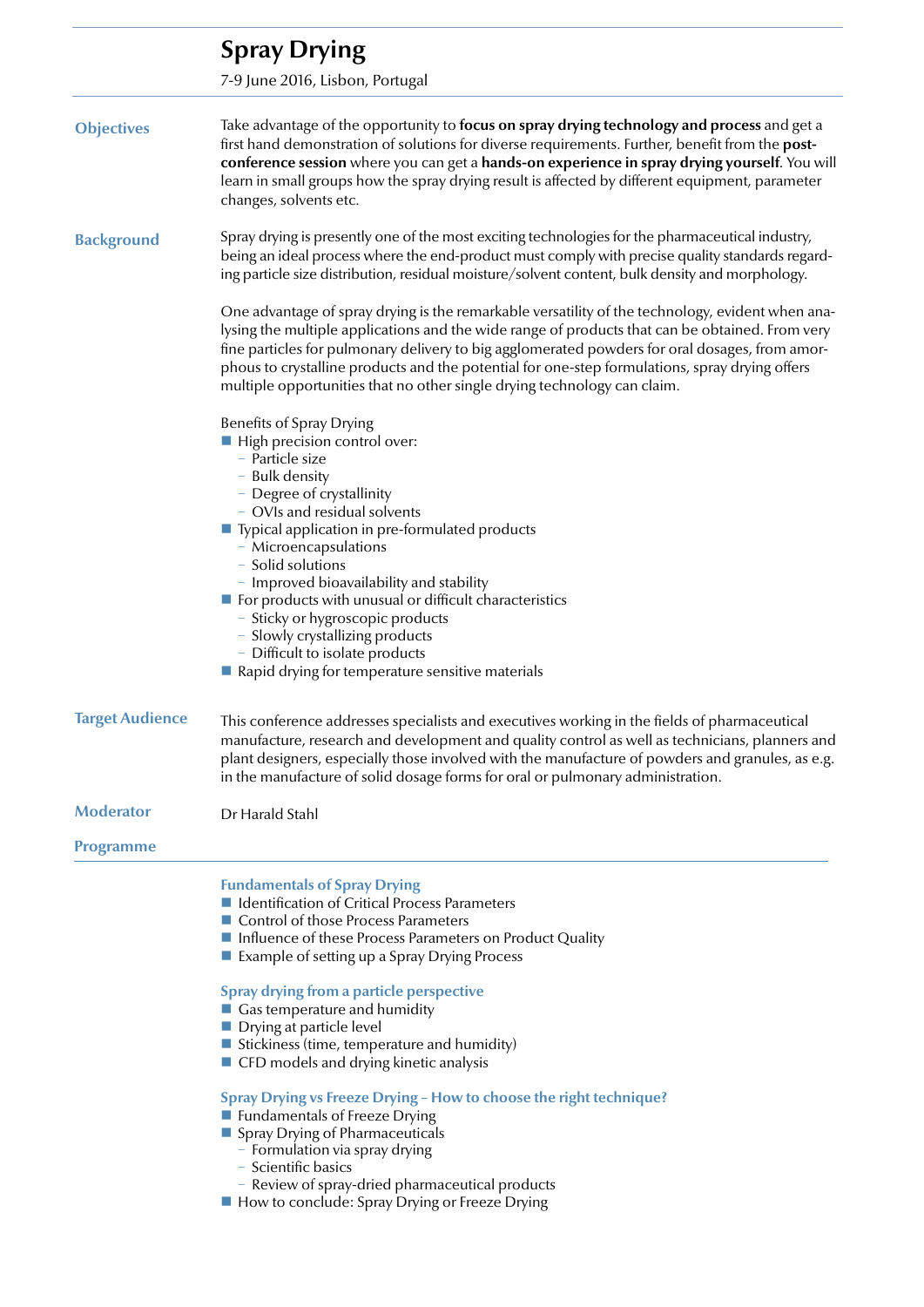# Spray Drying

7-9 June 2016, Lisbon, Portugal

## Objectives

Take advantage of the opportunity to **focus on spray drying technology and process** and get a first hand demonstration of solutions for diverse requirements. Further, benefit from the **post-conference session** where you can get a **hands-on experience in spray drying yourself**. You will learn in small groups how the spray drying result is affected by different equipment, parameter changes, solvents etc.

## Background

Spray drying is presently one of the most exciting technologies for the pharmaceutical industry, being an ideal process where the end-product must comply with precise quality standards regarding particle size distribution, residual moisture/solvent content, bulk density and morphology.

One advantage of spray drying is the remarkable versatility of the technology, evident when analysing the multiple applications and the wide range of products that can be obtained. From very fine particles for pulmonary delivery to big agglomerated powders for oral dosages, from amorphous to crystalline products and the potential for one-step formulations, spray drying offers multiple opportunities that no other single drying technology can claim.

Benefits of Spray Drying

- High precision control over:
  - Particle size
  - Bulk density
  - Degree of crystallinity
  - OVIs and residual solvents
- Typical application in pre-formulated products
  - Microencapsulations
  - Solid solutions
  - Improved bioavailability and stability
- For products with unusual or difficult characteristics
  - Sticky or hygroscopic products
  - Slowly crystallizing products
  - Difficult to isolate products
- Rapid drying for temperature sensitive materials

## Target Audience

This conference addresses specialists and executives working in the fields of pharmaceutical manufacture, research and development and quality control as well as technicians, planners and plant designers, especially those involved with the manufacture of powders and granules, as e.g. in the manufacture of solid dosage forms for oral or pulmonary administration.

## Moderator

Dr Harald Stahl

## Programme

### Fundamentals of Spray Drying

- Identification of Critical Process Parameters
- Control of those Process Parameters
- Influence of these Process Parameters on Product Quality
- Example of setting up a Spray Drying Process

### Spray drying from a particle perspective

- Gas temperature and humidity
- Drying at particle level
- Stickiness (time, temperature and humidity)
- CFD models and drying kinetic analysis

### Spray Drying vs Freeze Drying – How to choose the right technique?

- Fundamentals of Freeze Drying
- Spray Drying of Pharmaceuticals
  - Formulation via spray drying
  - Scientific basics
  - Review of spray-dried pharmaceutical products
- How to conclude: Spray Drying or Freeze Drying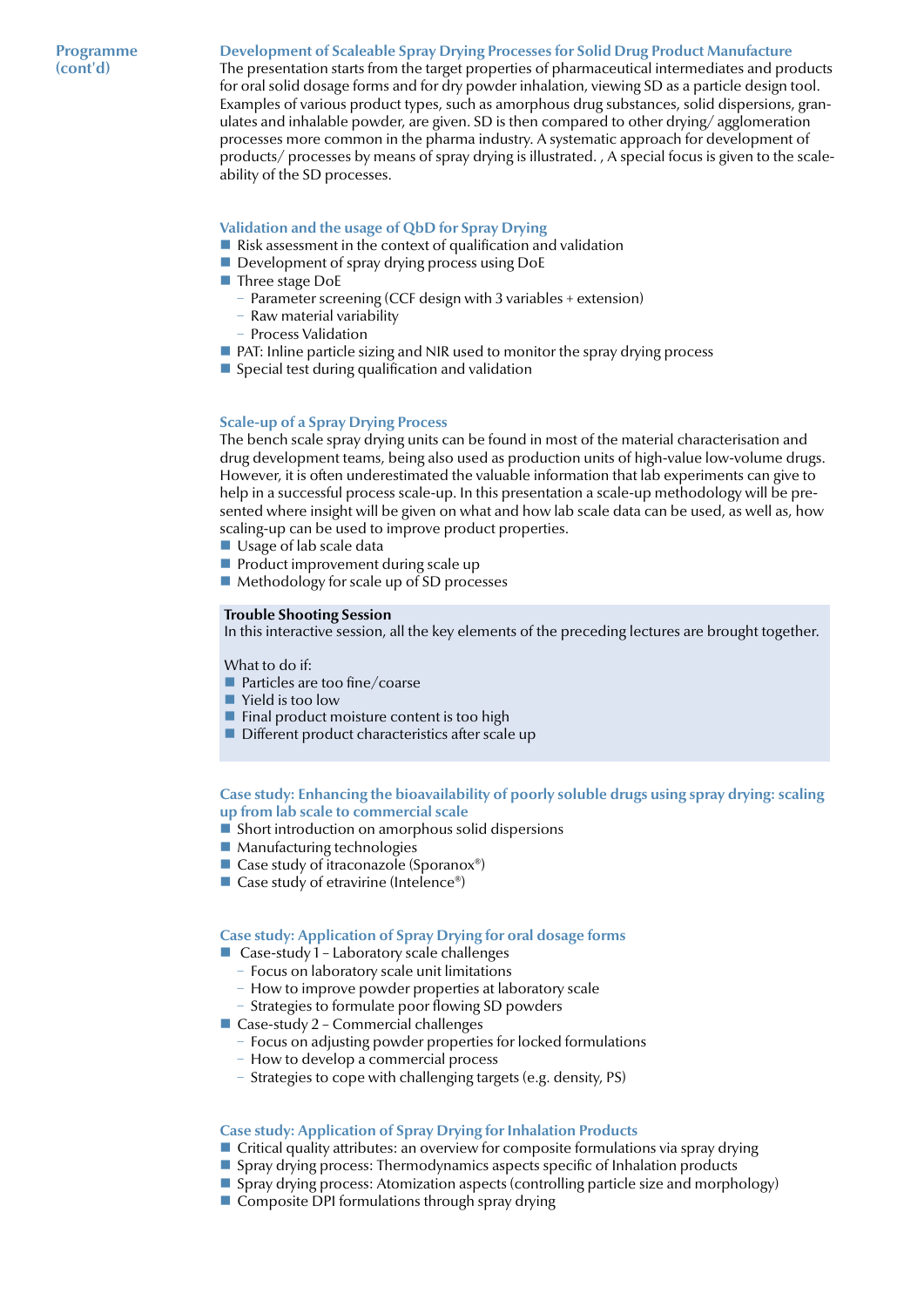Programme (cont'd)

### Development of Scaleable Spray Drying Processes for Solid Drug Product Manufacture

The presentation starts from the target properties of pharmaceutical intermediates and products for oral solid dosage forms and for dry powder inhalation, viewing SD as a particle design tool. Examples of various product types, such as amorphous drug substances, solid dispersions, granulates and inhalable powder, are given. SD is then compared to other drying/ agglomeration processes more common in the pharma industry. A systematic approach for development of products/ processes by means of spray drying is illustrated. , A special focus is given to the scaleability of the SD processes.

### Validation and the usage of QbD for Spray Drying

- Risk assessment in the context of qualification and validation
- Development of spray drying process using DoE
- Three stage DoE
  - Parameter screening (CCF design with 3 variables + extension)
  - Raw material variability
  - Process Validation
- PAT: Inline particle sizing and NIR used to monitor the spray drying process
- Special test during qualification and validation

### Scale-up of a Spray Drying Process

The bench scale spray drying units can be found in most of the material characterisation and drug development teams, being also used as production units of high-value low-volume drugs. However, it is often underestimated the valuable information that lab experiments can give to help in a successful process scale-up. In this presentation a scale-up methodology will be presented where insight will be given on what and how lab scale data can be used, as well as, how scaling-up can be used to improve product properties.

- Usage of lab scale data
- Product improvement during scale up
- Methodology for scale up of SD processes

**Trouble Shooting Session**

In this interactive session, all the key elements of the preceding lectures are brought together.

What to do if:

- Particles are too fine/coarse
- Yield is too low
- Final product moisture content is too high
- Different product characteristics after scale up

### Case study: Enhancing the bioavailability of poorly soluble drugs using spray drying: scaling up from lab scale to commercial scale

- Short introduction on amorphous solid dispersions
- Manufacturing technologies
- Case study of itraconazole (Sporanox®)
- Case study of etravirine (Intelence®)

### Case study: Application of Spray Drying for oral dosage forms

- Case-study 1 – Laboratory scale challenges
  - Focus on laboratory scale unit limitations
  - How to improve powder properties at laboratory scale
  - Strategies to formulate poor flowing SD powders
- Case-study 2 – Commercial challenges
  - Focus on adjusting powder properties for locked formulations
  - How to develop a commercial process
  - Strategies to cope with challenging targets (e.g. density, PS)

### Case study: Application of Spray Drying for Inhalation Products

- Critical quality attributes: an overview for composite formulations via spray drying
- Spray drying process: Thermodynamics aspects specific of Inhalation products
- Spray drying process: Atomization aspects (controlling particle size and morphology)
- Composite DPI formulations through spray drying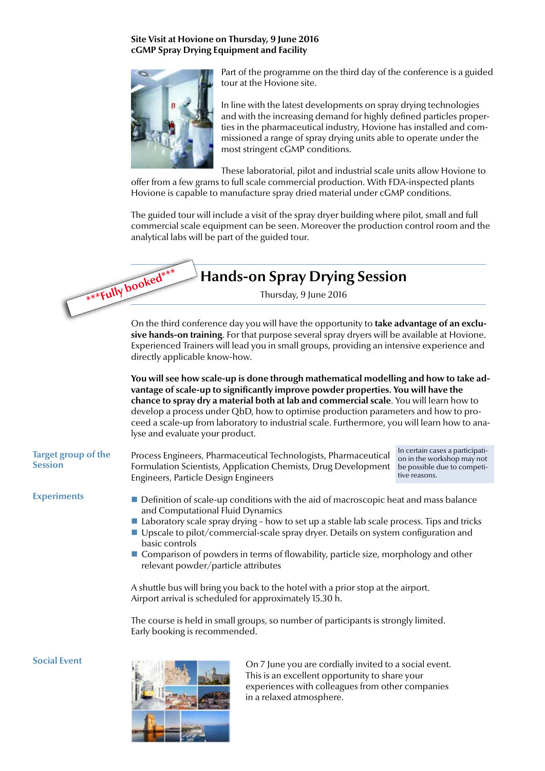**Site Visit at Hovione on Thursday, 9 June 2016**
**cGMP Spray Drying Equipment and Facility**

Part of the programme on the third day of the conference is a guided tour at the Hovione site.

In line with the latest developments on spray drying technologies and with the increasing demand for highly defined particles properties in the pharmaceutical industry, Hovione has installed and commissioned a range of spray drying units able to operate under the most stringent cGMP conditions.

These laboratorial, pilot and industrial scale units allow Hovione to offer from a few grams to full scale commercial production. With FDA-inspected plants Hovione is capable to manufacture spray dried material under cGMP conditions.

The guided tour will include a visit of the spray dryer building where pilot, small and full commercial scale equipment can be seen. Moreover the production control room and the analytical labs will be part of the guided tour.

***Fully booked***

## Hands-on Spray Drying Session

Thursday, 9 June 2016

On the third conference day you will have the opportunity to **take advantage of an exclusive hands-on training**. For that purpose several spray dryers will be available at Hovione. Experienced Trainers will lead you in small groups, providing an intensive experience and directly applicable know-how.

**You will see how scale-up is done through mathematical modelling and how to take advantage of scale-up to significantly improve powder properties. You will have the chance to spray dry a material both at lab and commercial scale**. You will learn how to develop a process under QbD, how to optimise production parameters and how to proceed a scale-up from laboratory to industrial scale. Furthermore, you will learn how to analyse and evaluate your product.

### Target group of the Session

Process Engineers, Pharmaceutical Technologists, Pharmaceutical Formulation Scientists, Application Chemists, Drug Development Engineers, Particle Design Engineers

In certain cases a participation in the workshop may not be possible due to competitive reasons.

### Experiments

- Definition of scale-up conditions with the aid of macroscopic heat and mass balance and Computational Fluid Dynamics
- Laboratory scale spray drying – how to set up a stable lab scale process. Tips and tricks
- Upscale to pilot/commercial-scale spray dryer. Details on system configuration and basic controls
- Comparison of powders in terms of flowability, particle size, morphology and other relevant powder/particle attributes

A shuttle bus will bring you back to the hotel with a prior stop at the airport. Airport arrival is scheduled for approximately 15.30 h.

The course is held in small groups, so number of participants is strongly limited. Early booking is recommended.

### Social Event

On 7 June you are cordially invited to a social event. This is an excellent opportunity to share your experiences with colleagues from other companies in a relaxed atmosphere.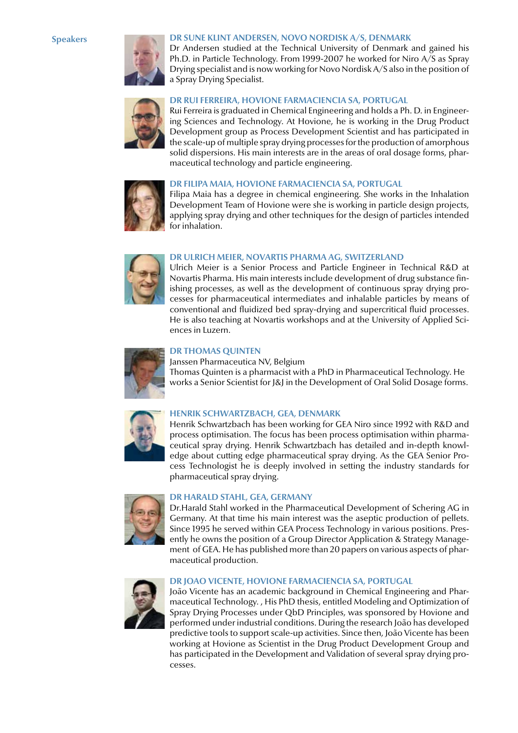## Speakers

### DR SUNE KLINT ANDERSEN, NOVO NORDISK A/S, DENMARK

Dr Andersen studied at the Technical University of Denmark and gained his Ph.D. in Particle Technology. From 1999-2007 he worked for Niro A/S as Spray Drying specialist and is now working for Novo Nordisk A/S also in the position of a Spray Drying Specialist.

### DR RUI FERREIRA, HOVIONE FARMACIENCIA SA, PORTUGAL

Rui Ferreira is graduated in Chemical Engineering and holds a Ph. D. in Engineering Sciences and Technology. At Hovione, he is working in the Drug Product Development group as Process Development Scientist and has participated in the scale-up of multiple spray drying processes for the production of amorphous solid dispersions. His main interests are in the areas of oral dosage forms, pharmaceutical technology and particle engineering.

### DR FILIPA MAIA, HOVIONE FARMACIENCIA SA, PORTUGAL

Filipa Maia has a degree in chemical engineering. She works in the Inhalation Development Team of Hovione were she is working in particle design projects, applying spray drying and other techniques for the design of particles intended for inhalation.

### DR ULRICH MEIER, NOVARTIS PHARMA AG, SWITZERLAND

Ulrich Meier is a Senior Process and Particle Engineer in Technical R&D at Novartis Pharma. His main interests include development of drug substance finishing processes, as well as the development of continuous spray drying processes for pharmaceutical intermediates and inhalable particles by means of conventional and fluidized bed spray-drying and supercritical fluid processes. He is also teaching at Novartis workshops and at the University of Applied Sciences in Luzern.

### DR THOMAS QUINTEN

Janssen Pharmaceutica NV, Belgium

Thomas Quinten is a pharmacist with a PhD in Pharmaceutical Technology. He works a Senior Scientist for J&J in the Development of Oral Solid Dosage forms.

### HENRIK SCHWARTZBACH, GEA, DENMARK

Henrik Schwartzbach has been working for GEA Niro since 1992 with R&D and process optimisation. The focus has been process optimisation within pharmaceutical spray drying. Henrik Schwartzbach has detailed and in-depth knowledge about cutting edge pharmaceutical spray drying. As the GEA Senior Process Technologist he is deeply involved in setting the industry standards for pharmaceutical spray drying.

### DR HARALD STAHL, GEA, GERMANY

Dr.Harald Stahl worked in the Pharmaceutical Development of Schering AG in Germany. At that time his main interest was the aseptic production of pellets. Since 1995 he served within GEA Process Technology in various positions. Presently he owns the position of a Group Director Application & Strategy Management of GEA. He has published more than 20 papers on various aspects of pharmaceutical production.

### DR JOAO VICENTE, HOVIONE FARMACIENCIA SA, PORTUGAL

João Vicente has an academic background in Chemical Engineering and Pharmaceutical Technology. , His PhD thesis, entitled Modeling and Optimization of Spray Drying Processes under QbD Principles, was sponsored by Hovione and performed under industrial conditions. During the research João has developed predictive tools to support scale-up activities. Since then, João Vicente has been working at Hovione as Scientist in the Drug Product Development Group and has participated in the Development and Validation of several spray drying processes.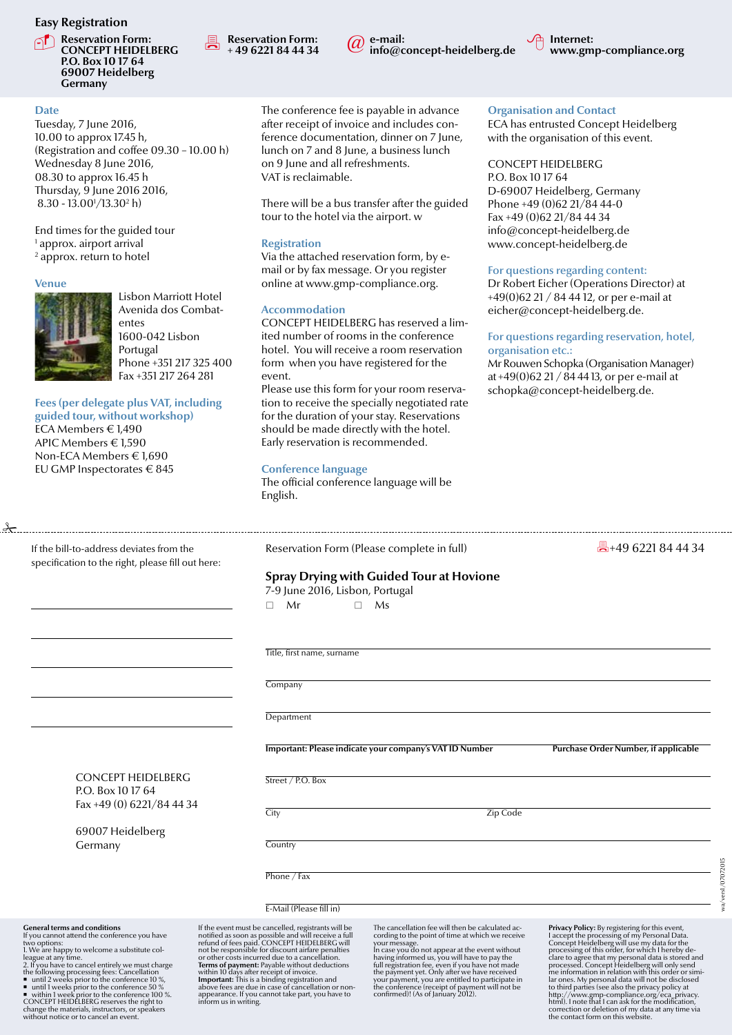## Easy Registration

**Reservation Form:**
**CONCEPT HEIDELBERG**
**P.O. Box 10 17 64**
**69007 Heidelberg**
**Germany**

**Reservation Form:**
**+ 49 6221 84 44 34**

**e-mail:**
**info@concept-heidelberg.de**

**Internet:**
**www.gmp-compliance.org**

### Date

Tuesday, 7 June 2016,
10.00 to approx 17.45 h,
(Registration and coffee 09.30 – 10.00 h)
Wednesday 8 June 2016,
08.30 to approx 16.45 h
Thursday, 9 June 2016 2016,
8.30 - 13.00[1]/13.30[2] h)

End times for the guided tour
[1] approx. airport arrival
[2] approx. return to hotel

### Venue

Lisbon Marriott Hotel
Avenida dos Combatentes
1600-042 Lisbon
Portugal
Phone +351 217 325 400
Fax +351 217 264 281

### Fees (per delegate plus VAT, including guided tour, without workshop)

ECA Members € 1,490
APIC Members € 1,590
Non-ECA Members € 1,690
EU GMP Inspectorates € 845

The conference fee is payable in advance after receipt of invoice and includes conference documentation, dinner on 7 June, lunch on 7 and 8 June, a business lunch on 9 June and all refreshments.
VAT is reclaimable.

There will be a bus transfer after the guided tour to the hotel via the airport. w

### Registration

Via the attached reservation form, by e-mail or by fax message. Or you register online at www.gmp-compliance.org.

### Accommodation

CONCEPT HEIDELBERG has reserved a limited number of rooms in the conference hotel. You will receive a room reservation form when you have registered for the event.
Please use this form for your room reservation to receive the specially negotiated rate for the duration of your stay. Reservations should be made directly with the hotel. Early reservation is recommended.

### Conference language

The official conference language will be English.

### Organisation and Contact

ECA has entrusted Concept Heidelberg with the organisation of this event.

CONCEPT HEIDELBERG
P.O. Box 10 17 64
D-69007 Heidelberg, Germany
Phone +49 (0)62 21/84 44-0
Fax +49 (0)62 21/84 44 34
info@concept-heidelberg.de
www.concept-heidelberg.de

### For questions regarding content:

Dr Robert Eicher (Operations Director) at +49(0)62 21 / 84 44 12, or per e-mail at eicher@concept-heidelberg.de.

### For questions regarding reservation, hotel, organisation etc.:

Mr Rouwen Schopka (Organisation Manager) at +49(0)62 21 / 84 44 13, or per e-mail at schopka@concept-heidelberg.de.

---

If the bill-to-address deviates from the specification to the right, please fill out here:

\_\_\_\_\_\_\_\_\_\_\_\_\_\_\_\_\_\_\_\_

\_\_\_\_\_\_\_\_\_\_\_\_\_\_\_\_\_\_\_\_

\_\_\_\_\_\_\_\_\_\_\_\_\_\_\_\_\_\_\_\_

\_\_\_\_\_\_\_\_\_\_\_\_\_\_\_\_\_\_\_\_

\_\_\_\_\_\_\_\_\_\_\_\_\_\_\_\_\_\_\_\_

CONCEPT HEIDELBERG
P.O. Box 10 17 64
Fax +49 (0) 6221/84 44 34

69007 Heidelberg
Germany

Reservation Form (Please complete in full) +49 6221 84 44 34

**Spray Drying with Guided Tour at Hovione**
7-9 June 2016, Lisbon, Portugal

☐ Mr ☐ Ms

Title, first name, surname

Company

Department

**Important: Please indicate your company's VAT ID Number** **Purchase Order Number, if applicable**

Street / P.O. Box

City Zip Code

Country

Phone / Fax

E-Mail (Please fill in)

**General terms and conditions**
If you cannot attend the conference you have two options:
1. We are happy to welcome a substitute colleague at any time.
2. If you have to cancel entirely we must charge the following processing fees: Cancellation
- until 2 weeks prior to the conference 10 %,
- until 1 weeks prior to the conference 50 %
- within 1 week prior to the conference 100 %.

CONCEPT HEIDELBERG reserves the right to change the materials, instructors, or speakers without notice or to cancel an event.
If the event must be cancelled, registrants will be notified as soon as possible and will receive a full refund of fees paid. CONCEPT HEIDELBERG will not be responsible for discount airfare penalties or other costs incurred due to a cancellation.
**Terms of payment:** Payable without deductions within 10 days after receipt of invoice.
**Important:** This is a binding registration and above fees are due in case of cancellation or non-appearance. If you cannot take part, you have to inform us in writing.
The cancellation fee will then be calculated according to the point of time at which we receive your message.
In case you do not appear at the event without having informed us, you will have to pay the full registration fee, even if you have not made the payment yet. Only after we have received your payment, you are entitled to participate in the conference (receipt of payment will not be confirmed)! (As of January 2012).

**Privacy Policy:** By registering for this event, I accept the processing of my Personal Data. Concept Heidelberg will use my data for the processing of this order, for which I hereby declare to agree that my personal data is stored and processed. Concept Heidelberg will only send me information in relation with this order or similar ones. My personal data will not be disclosed to third parties (see also the privacy policy at http://www.gmp-compliance.org/eca_privacy.html). I note that I can ask for the modification, correction or deletion of my data at any time via the contact form on this website.

wa/vers1/07072015